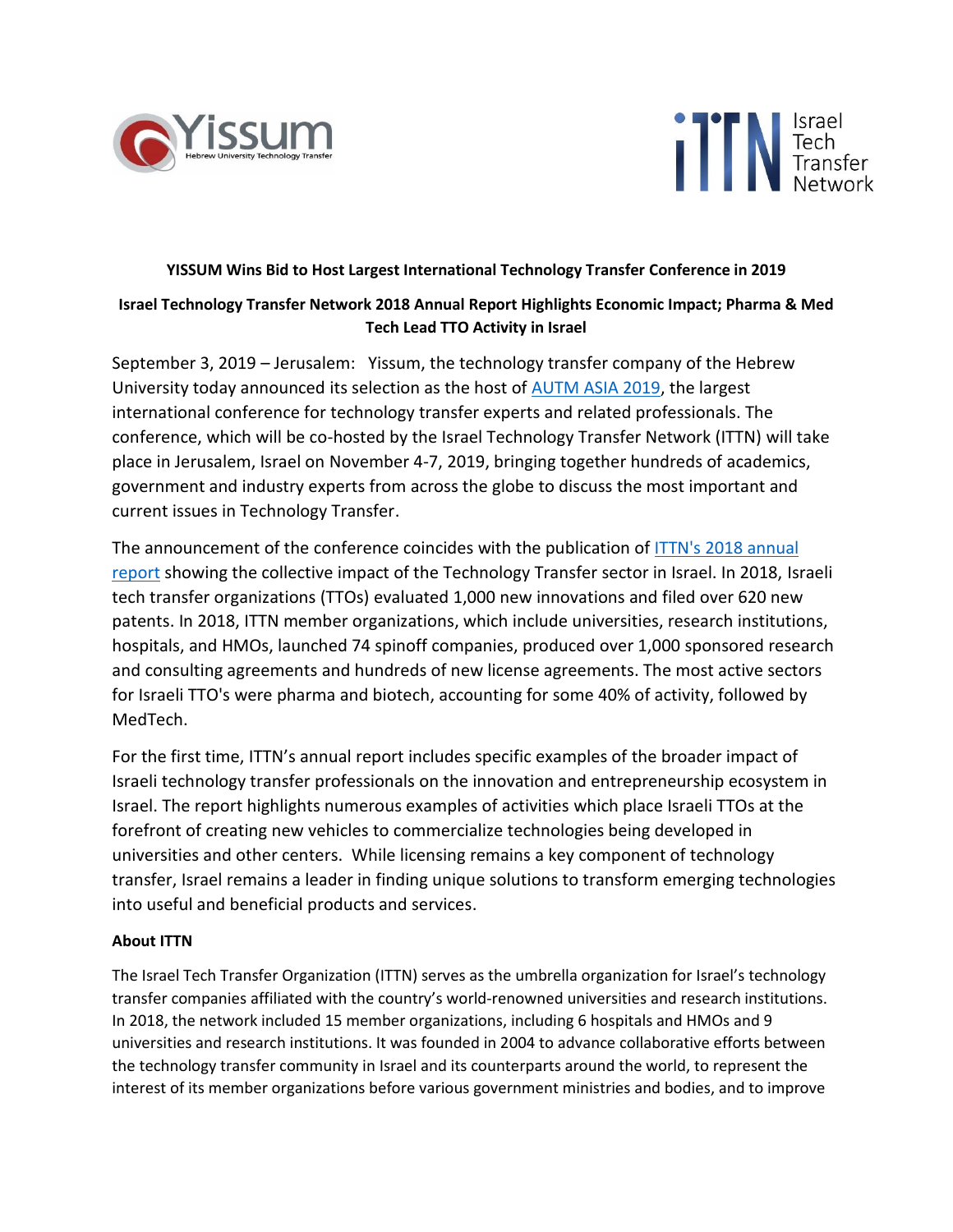**YISSUM Wins Bid to Host Largest International Technology Transfer Conference in 2019**

**Israel Technology Transfer Network 2018 Annual Report Highlights Economic Impact; Pharma & Med Tech Lead TTO Activity in Israel**

September 3, 2019 – Jerusalem: Yissum, the technology transfer company of the Hebrew University today announced its selection as the host of AUTM ASIA 2019, the largest international conference for technology transfer experts and related professionals. The conference, which will be co-hosted by the Israel Technology Transfer Network (ITTN) will take place in Jerusalem, Israel on November 4-7, 2019, bringing together hundreds of academics, government and industry experts from across the globe to discuss the most important and current issues in Technology Transfer.

The announcement of the conference coincides with the publication of ITTN's 2018 annual report showing the collective impact of the Technology Transfer sector in Israel. In 2018, Israeli tech transfer organizations (TTOs) evaluated 1,000 new innovations and filed over 620 new patents. In 2018, ITTN member organizations, which include universities, research institutions, hospitals, and HMOs, launched 74 spinoff companies, produced over 1,000 sponsored research and consulting agreements and hundreds of new license agreements. The most active sectors for Israeli TTO's were pharma and biotech, accounting for some 40% of activity, followed by MedTech.

For the first time, ITTN's annual report includes specific examples of the broader impact of Israeli technology transfer professionals on the innovation and entrepreneurship ecosystem in Israel. The report highlights numerous examples of activities which place Israeli TTOs at the forefront of creating new vehicles to commercialize technologies being developed in universities and other centers. While licensing remains a key component of technology transfer, Israel remains a leader in finding unique solutions to transform emerging technologies into useful and beneficial products and services.

**About ITTN**

The Israel Tech Transfer Organization (ITTN) serves as the umbrella organization for Israel's technology transfer companies affiliated with the country's world-renowned universities and research institutions. In 2018, the network included 15 member organizations, including 6 hospitals and HMOs and 9 universities and research institutions. It was founded in 2004 to advance collaborative efforts between the technology transfer community in Israel and its counterparts around the world, to represent the interest of its member organizations before various government ministries and bodies, and to improve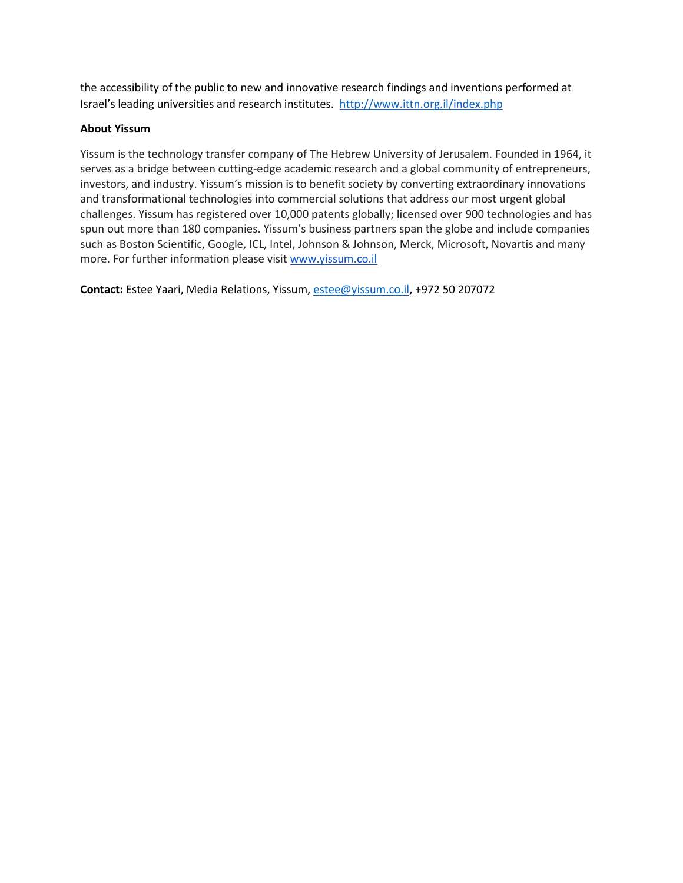the accessibility of the public to new and innovative research findings and inventions performed at Israel's leading universities and research institutes. http://www.ittn.org.il/index.php

**About Yissum**

Yissum is the technology transfer company of The Hebrew University of Jerusalem. Founded in 1964, it serves as a bridge between cutting-edge academic research and a global community of entrepreneurs, investors, and industry. Yissum's mission is to benefit society by converting extraordinary innovations and transformational technologies into commercial solutions that address our most urgent global challenges. Yissum has registered over 10,000 patents globally; licensed over 900 technologies and has spun out more than 180 companies. Yissum's business partners span the globe and include companies such as Boston Scientific, Google, ICL, Intel, Johnson & Johnson, Merck, Microsoft, Novartis and many more. For further information please visit www.yissum.co.il

**Contact:** Estee Yaari, Media Relations, Yissum, estee@yissum.co.il, +972 50 207072